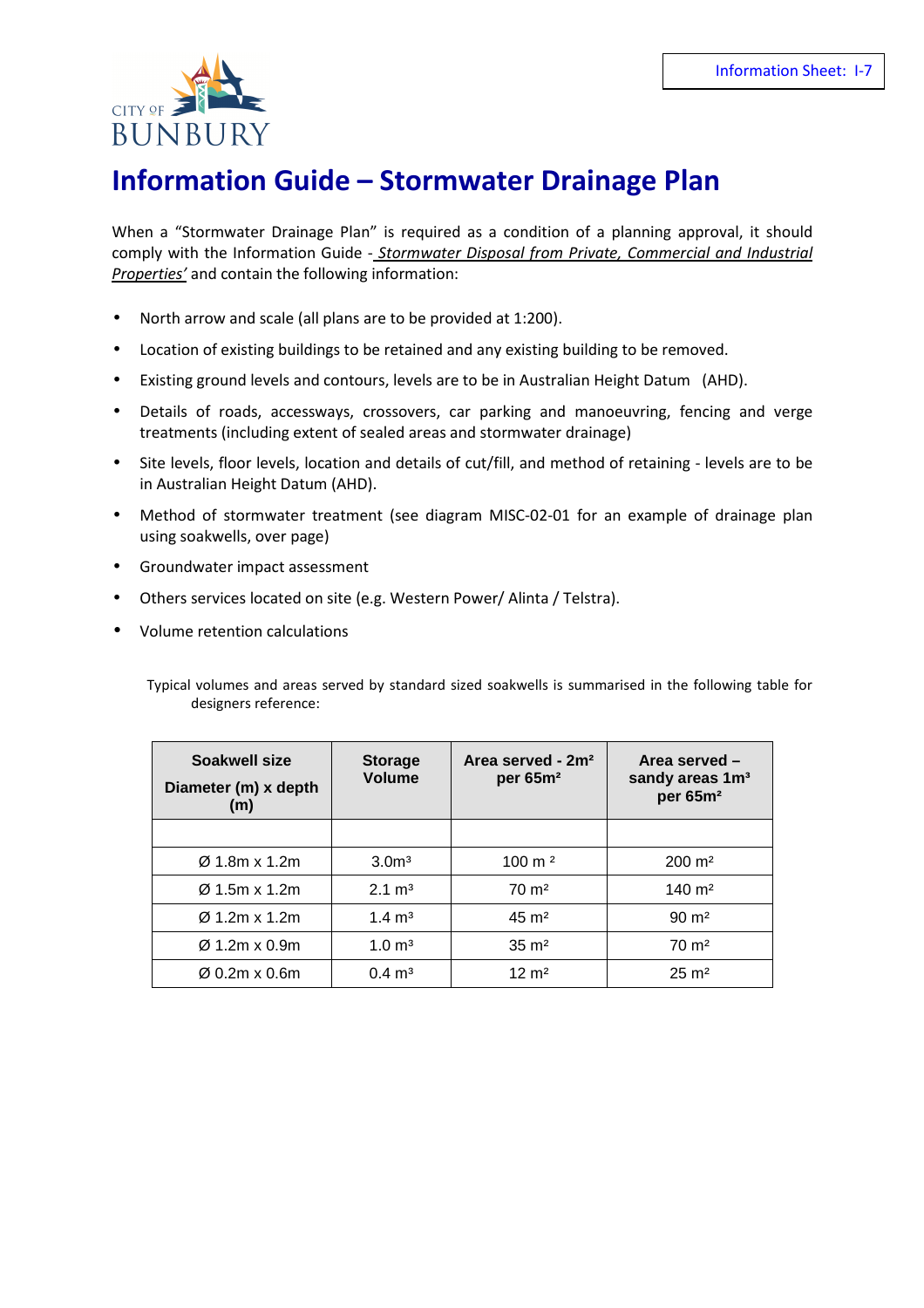CITY OF BUNBURY

Information Sheet: I-7

# Information Guide – Stormwater Drainage Plan

When a "Stormwater Drainage Plan" is required as a condition of a planning approval, it should comply with the Information Guide - *Stormwater Disposal from Private, Commercial and Industrial Properties'* and contain the following information:

- North arrow and scale (all plans are to be provided at 1:200).
- Location of existing buildings to be retained and any existing building to be removed.
- Existing ground levels and contours, levels are to be in Australian Height Datum (AHD).
- Details of roads, accessways, crossovers, car parking and manoeuvring, fencing and verge treatments (including extent of sealed areas and stormwater drainage)
- Site levels, floor levels, location and details of cut/fill, and method of retaining - levels are to be in Australian Height Datum (AHD).
- Method of stormwater treatment (see diagram MISC-02-01 for an example of drainage plan using soakwells, over page)
- Groundwater impact assessment
- Others services located on site (e.g. Western Power/ Alinta / Telstra).
- Volume retention calculations

Typical volumes and areas served by standard sized soakwells is summarised in the following table for designers reference:

| Soakwell size Diameter (m) x depth (m) | Storage Volume | Area served - 2m² per 65m² | Area served – sandy areas 1m³ per 65m² |
|---|---|---|---|
| | | | |
| Ø 1.8m x 1.2m | 3.0m³ | 100 m ² | 200 m² |
| Ø 1.5m x 1.2m | 2.1 m³ | 70 m² | 140 m² |
| Ø 1.2m x 1.2m | 1.4 m³ | 45 m² | 90 m² |
| Ø 1.2m x 0.9m | 1.0 m³ | 35 m² | 70 m² |
| Ø 0.2m x 0.6m | 0.4 m³ | 12 m² | 25 m² |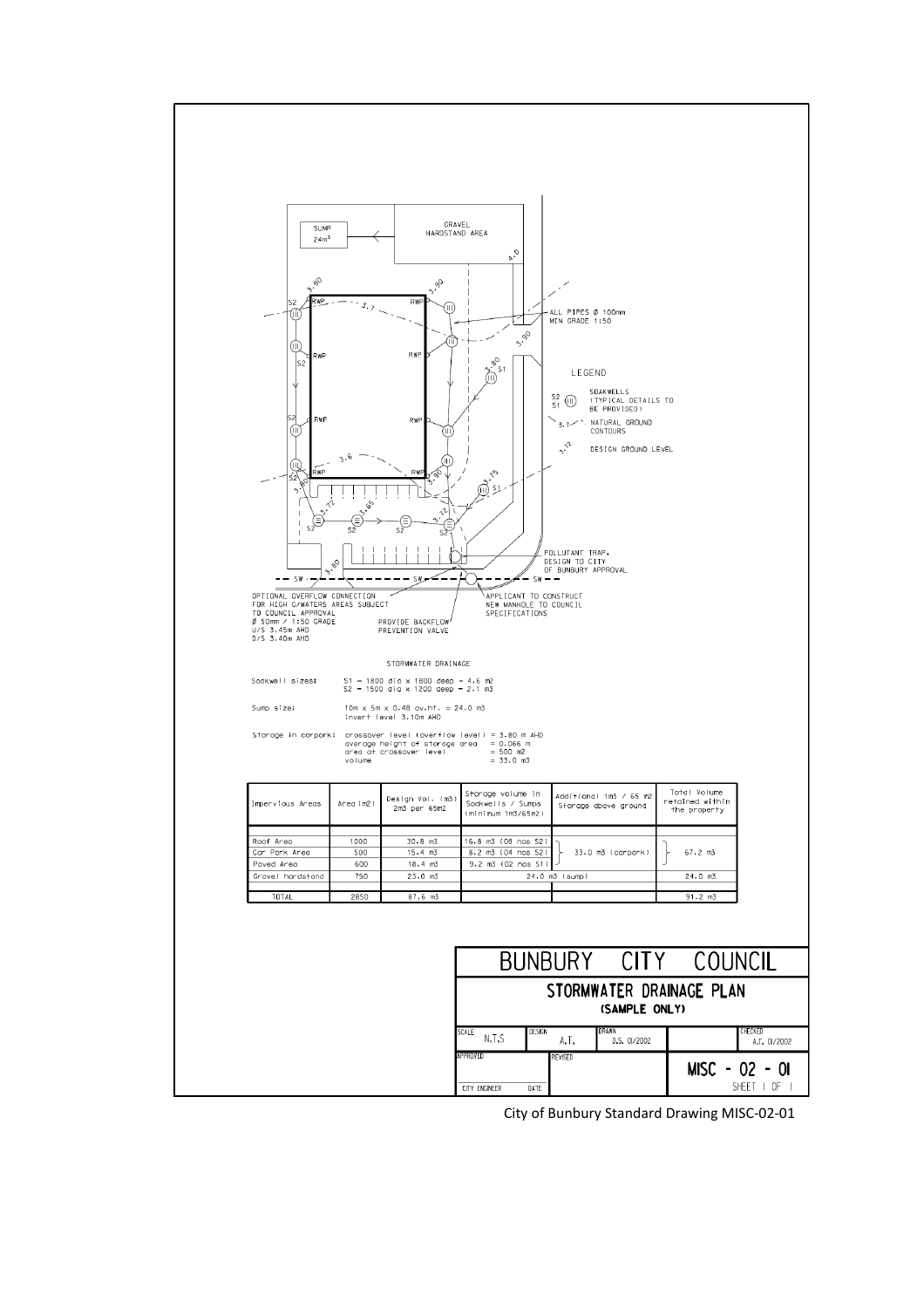SUMP
24m³

GRAVEL
HARDSTAND AREA

ALL PIPES Ø 100mm
MIN GRADE 1:50

LEGEND

S2
S1 (III) SOAKWELLS (TYPICAL DETAILS TO BE PROVIDED)

3.7 NATURAL GROUND CONTOURS

3.72 DESIGN GROUND LEVEL

POLLUTANT TRAP, DESIGN TO CITY OF BUNBURY APPROVAL

OPTIONAL OVERFLOW CONNECTION FOR HIGH G/WATERS AREAS SUBJECT TO COUNCIL APPROVAL
Ø 50mm / 1:50 GRADE
U/S 3.45m AHD
D/S 3.40m AHD

PROVIDE BACKFLOW PREVENTION VALVE

APPLICANT TO CONSTRUCT NEW MANHOLE TO COUNCIL SPECIFICATIONS

STORMWATER DRAINAGE

Soakwell sizes: S1 = 1800 dia x 1800 deep = 4.6 m2
S2 = 1500 dia x 1200 deep = 2.1 m3

Sump size: 10m x 5m x 0.48 av.ht. = 24.0 m3
invert level 3.10m AHD

Storage in carpark: crossover level (overflow level) = 3.80 m AHD
average height of storage area = 0.066 m
area at crossover level = 500 m2
volume = 33.0 m3

| Impervious Areas | Area (m2) | Design Vol. (m3) 2m3 per 65m2 | Storage volume in Soakwells / Sumps (minimum 1m3/65m2) | Additional 1m3 / 65 m2 Storage above ground | Total Volume retained within the property |
|---|---|---|---|---|---|
| Roof Area | 1000 | 30.8 m3 | 16.8 m3 (08 nos S2) | 33.0 m3 (carpark) | 67.2 m3 |
| Car Park Area | 500 | 15.4 m3 | 8.2 m3 (04 nos S2) | | |
| Paved Area | 600 | 18.4 m3 | 9.2 m3 (02 nos S1) | | |
| Gravel hardstand | 750 | 23.0 m3 | 24.0 m3 (sump) | | 24.0 m3 |
| TOTAL | 2850 | 87.6 m3 | | | 91.2 m3 |

# BUNBURY CITY COUNCIL

## STORMWATER DRAINAGE PLAN
(SAMPLE ONLY)

| SCALE | DESIGN | DRAWN | CHECKED |
|---|---|---|---|
| N.T.S | A.T. | D.S. 01/2002 | A.T. 01/2002 |

APPROVED: CITY ENGINEER — DATE
REVISED

MISC - 02 - 01
SHEET 1 OF 1

City of Bunbury Standard Drawing MISC-02-01